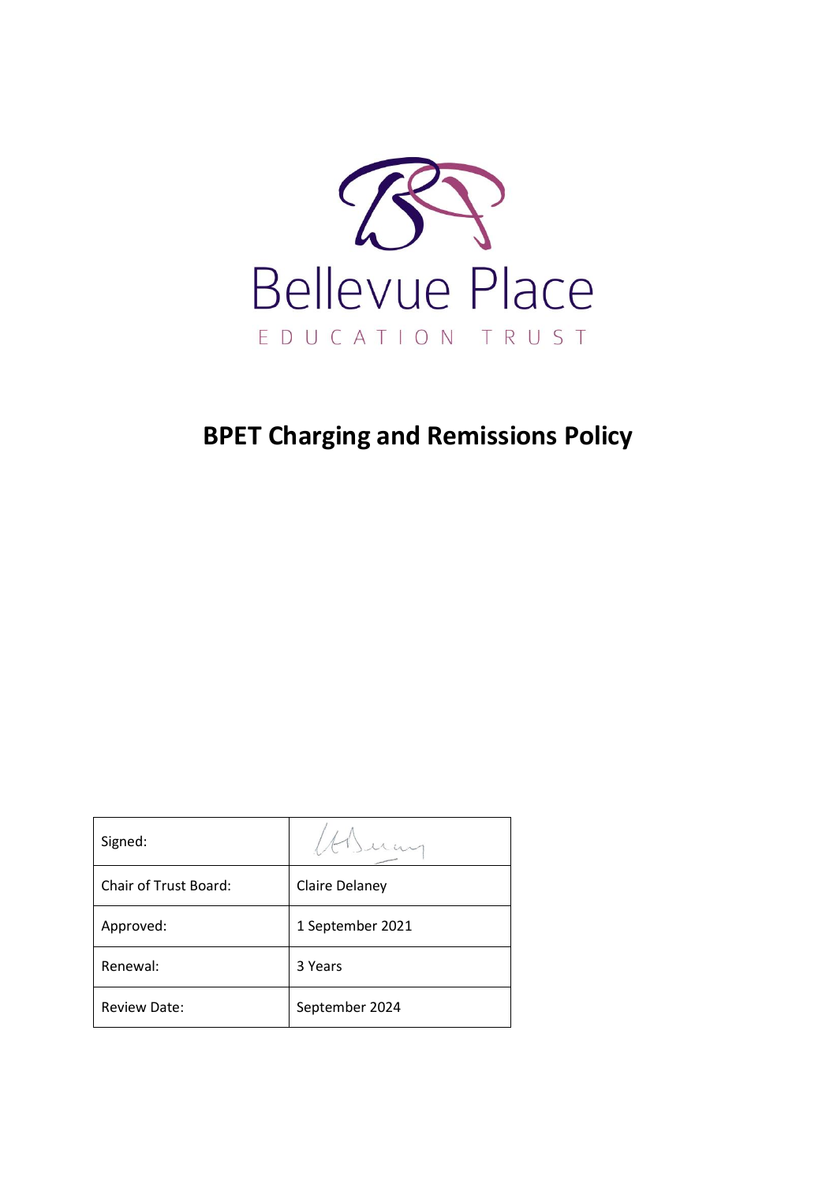Bellevue Place

EDUCATION TRUST

# BPET Charging and Remissions Policy

| Signed: | |
| --- | --- |
| Chair of Trust Board: | Claire Delaney |
| Approved: | 1 September 2021 |
| Renewal: | 3 Years |
| Review Date: | September 2024 |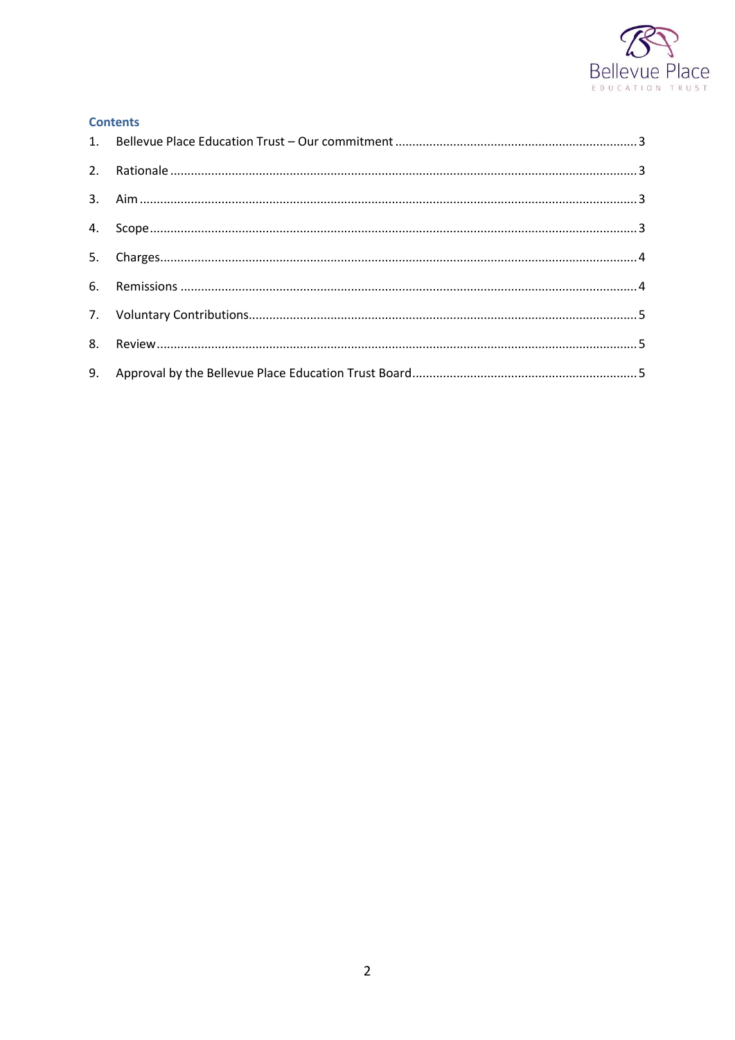## Contents

1. Bellevue Place Education Trust – Our commitment ........................................ 3
2. Rationale ........................................ 3
3. Aim ........................................ 3
4. Scope ........................................ 3
5. Charges ........................................ 4
6. Remissions ........................................ 4
7. Voluntary Contributions ........................................ 5
8. Review ........................................ 5
9. Approval by the Bellevue Place Education Trust Board ........................................ 5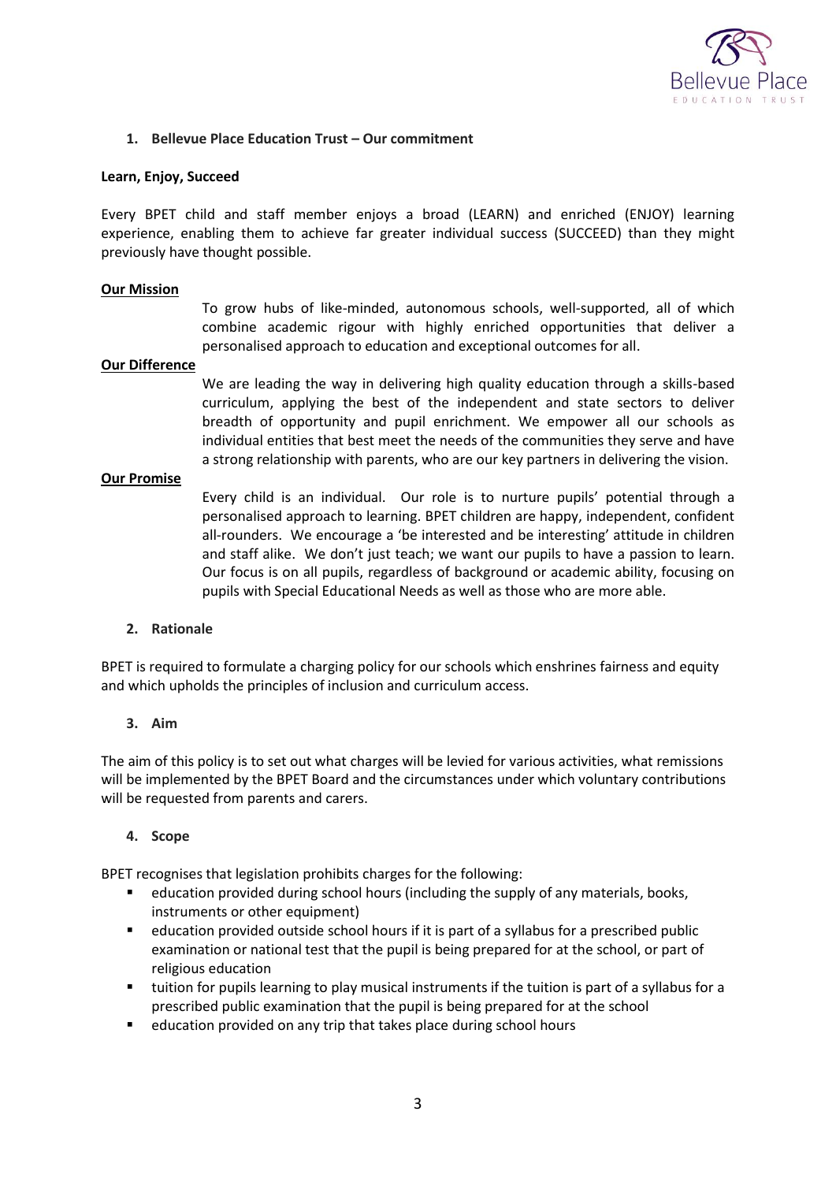## 1. Bellevue Place Education Trust – Our commitment

**Learn, Enjoy, Succeed**

Every BPET child and staff member enjoys a broad (LEARN) and enriched (ENJOY) learning experience, enabling them to achieve far greater individual success (SUCCEED) than they might previously have thought possible.

**Our Mission**

To grow hubs of like-minded, autonomous schools, well-supported, all of which combine academic rigour with highly enriched opportunities that deliver a personalised approach to education and exceptional outcomes for all.

**Our Difference**

We are leading the way in delivering high quality education through a skills-based curriculum, applying the best of the independent and state sectors to deliver breadth of opportunity and pupil enrichment. We empower all our schools as individual entities that best meet the needs of the communities they serve and have a strong relationship with parents, who are our key partners in delivering the vision.

**Our Promise**

Every child is an individual. Our role is to nurture pupils' potential through a personalised approach to learning. BPET children are happy, independent, confident all-rounders. We encourage a 'be interested and be interesting' attitude in children and staff alike. We don't just teach; we want our pupils to have a passion to learn. Our focus is on all pupils, regardless of background or academic ability, focusing on pupils with Special Educational Needs as well as those who are more able.

## 2. Rationale

BPET is required to formulate a charging policy for our schools which enshrines fairness and equity and which upholds the principles of inclusion and curriculum access.

## 3. Aim

The aim of this policy is to set out what charges will be levied for various activities, what remissions will be implemented by the BPET Board and the circumstances under which voluntary contributions will be requested from parents and carers.

## 4. Scope

BPET recognises that legislation prohibits charges for the following:

- education provided during school hours (including the supply of any materials, books, instruments or other equipment)
- education provided outside school hours if it is part of a syllabus for a prescribed public examination or national test that the pupil is being prepared for at the school, or part of religious education
- tuition for pupils learning to play musical instruments if the tuition is part of a syllabus for a prescribed public examination that the pupil is being prepared for at the school
- education provided on any trip that takes place during school hours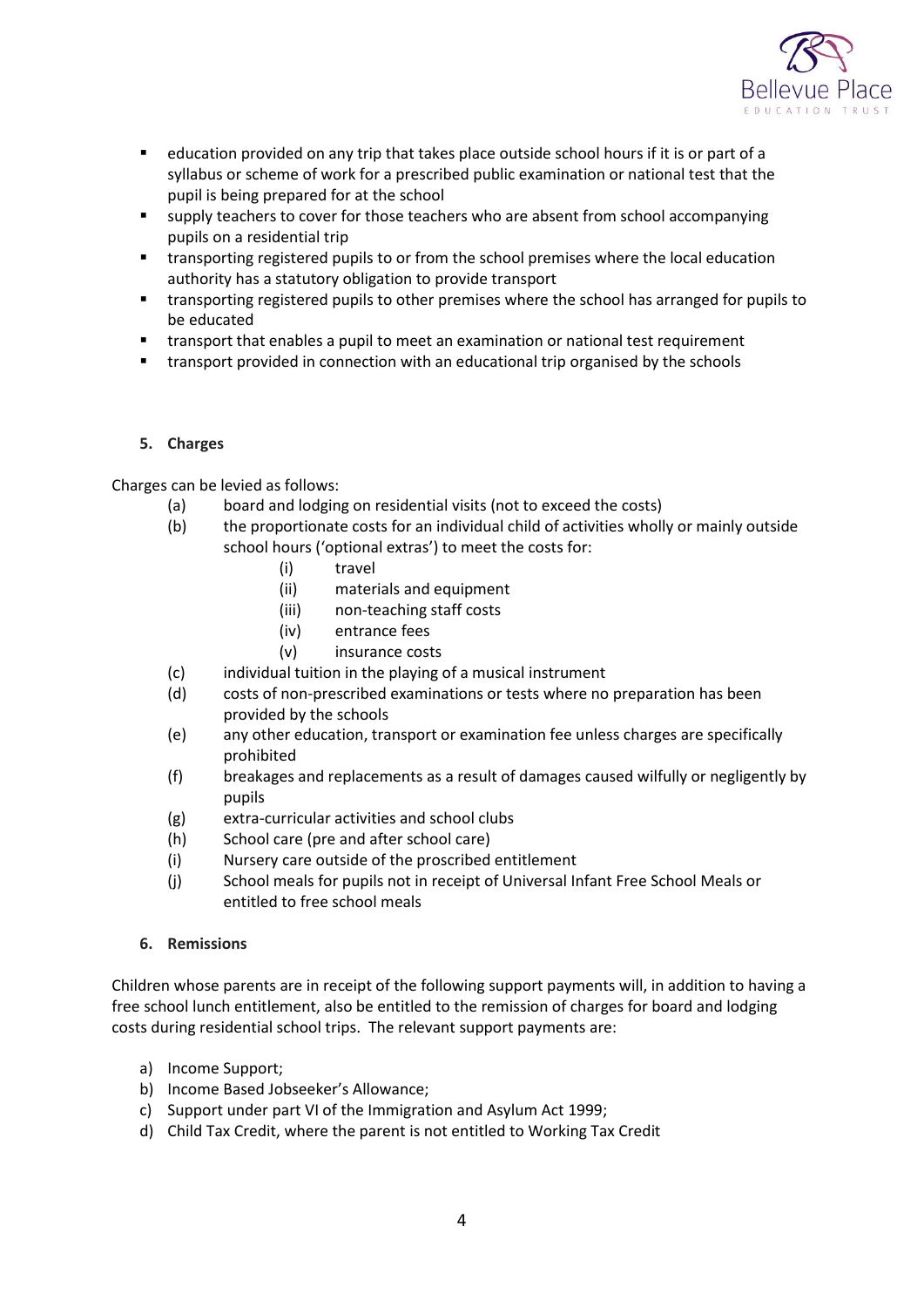- education provided on any trip that takes place outside school hours if it is or part of a syllabus or scheme of work for a prescribed public examination or national test that the pupil is being prepared for at the school
- supply teachers to cover for those teachers who are absent from school accompanying pupils on a residential trip
- transporting registered pupils to or from the school premises where the local education authority has a statutory obligation to provide transport
- transporting registered pupils to other premises where the school has arranged for pupils to be educated
- transport that enables a pupil to meet an examination or national test requirement
- transport provided in connection with an educational trip organised by the schools

## 5. Charges

Charges can be levied as follows:

(a) board and lodging on residential visits (not to exceed the costs)

(b) the proportionate costs for an individual child of activities wholly or mainly outside school hours ('optional extras') to meet the costs for:

  (i) travel

  (ii) materials and equipment

  (iii) non-teaching staff costs

  (iv) entrance fees

  (v) insurance costs

(c) individual tuition in the playing of a musical instrument

(d) costs of non-prescribed examinations or tests where no preparation has been provided by the schools

(e) any other education, transport or examination fee unless charges are specifically prohibited

(f) breakages and replacements as a result of damages caused wilfully or negligently by pupils

(g) extra-curricular activities and school clubs

(h) School care (pre and after school care)

(i) Nursery care outside of the proscribed entitlement

(j) School meals for pupils not in receipt of Universal Infant Free School Meals or entitled to free school meals

## 6. Remissions

Children whose parents are in receipt of the following support payments will, in addition to having a free school lunch entitlement, also be entitled to the remission of charges for board and lodging costs during residential school trips. The relevant support payments are:

a) Income Support;
b) Income Based Jobseeker's Allowance;
c) Support under part VI of the Immigration and Asylum Act 1999;
d) Child Tax Credit, where the parent is not entitled to Working Tax Credit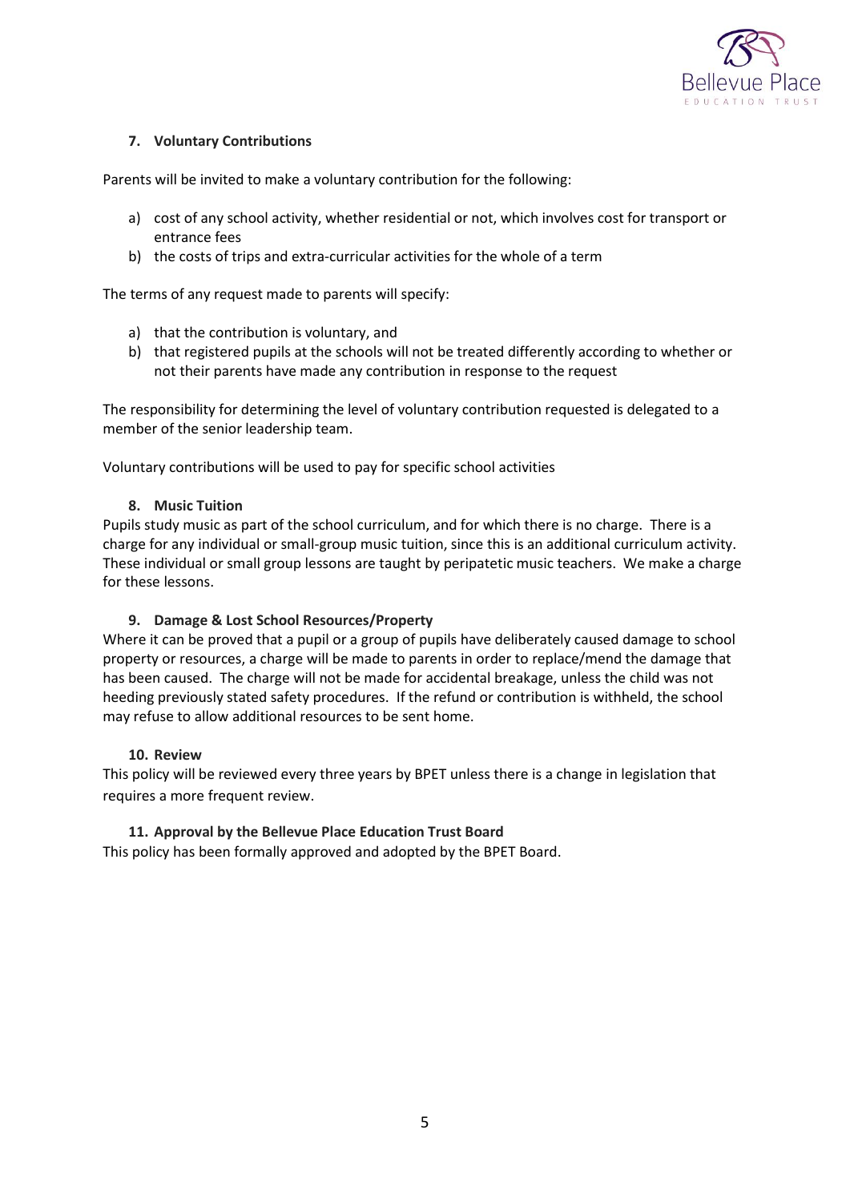### 7. Voluntary Contributions

Parents will be invited to make a voluntary contribution for the following:

a) cost of any school activity, whether residential or not, which involves cost for transport or entrance fees
b) the costs of trips and extra-curricular activities for the whole of a term

The terms of any request made to parents will specify:

a) that the contribution is voluntary, and
b) that registered pupils at the schools will not be treated differently according to whether or not their parents have made any contribution in response to the request

The responsibility for determining the level of voluntary contribution requested is delegated to a member of the senior leadership team.

Voluntary contributions will be used to pay for specific school activities

### 8. Music Tuition

Pupils study music as part of the school curriculum, and for which there is no charge. There is a charge for any individual or small-group music tuition, since this is an additional curriculum activity. These individual or small group lessons are taught by peripatetic music teachers. We make a charge for these lessons.

### 9. Damage & Lost School Resources/Property

Where it can be proved that a pupil or a group of pupils have deliberately caused damage to school property or resources, a charge will be made to parents in order to replace/mend the damage that has been caused. The charge will not be made for accidental breakage, unless the child was not heeding previously stated safety procedures. If the refund or contribution is withheld, the school may refuse to allow additional resources to be sent home.

### 10. Review

This policy will be reviewed every three years by BPET unless there is a change in legislation that requires a more frequent review.

### 11. Approval by the Bellevue Place Education Trust Board

This policy has been formally approved and adopted by the BPET Board.